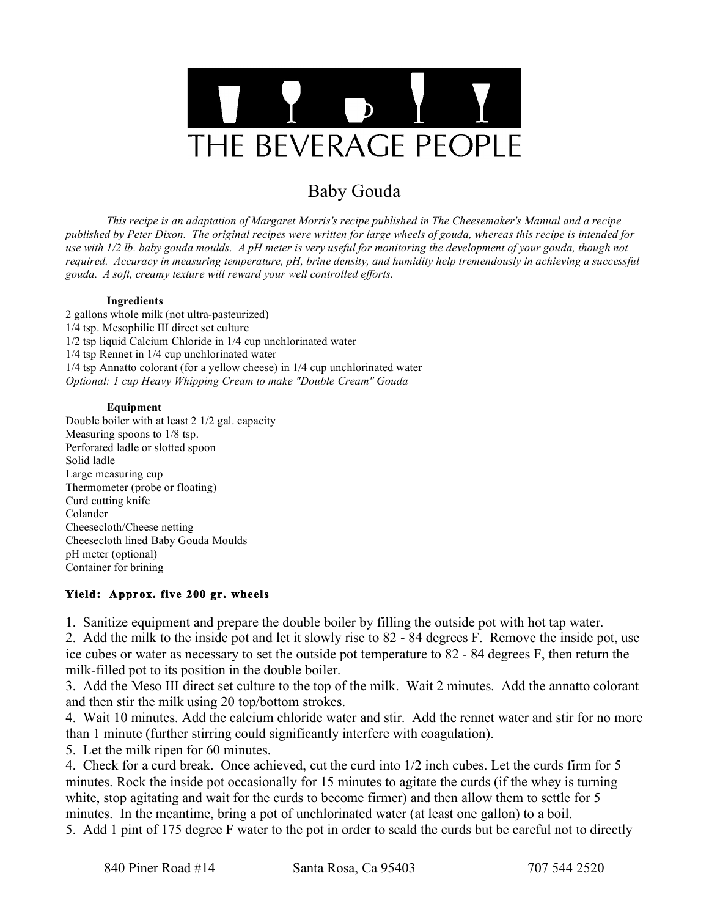# THE BEVERAGE PEOPLE

## Baby Gouda

*This recipe is an adaptation of Margaret Morris's recipe published in The Cheesemaker's Manual and a recipe published by Peter Dixon. The original recipes were written for large wheels of gouda, whereas this recipe is intended for use with 1/2 lb. baby gouda moulds. A pH meter is very useful for monitoring the development of your gouda, though not required. Accuracy in measuring temperature, pH, brine density, and humidity help tremendously in achieving a successful gouda. A soft, creamy texture will reward your well controlled efforts.*

**Ingredients**

2 gallons whole milk (not ultra-pasteurized)
1/4 tsp. Mesophilic III direct set culture
1/2 tsp liquid Calcium Chloride in 1/4 cup unchlorinated water
1/4 tsp Rennet in 1/4 cup unchlorinated water
1/4 tsp Annatto colorant (for a yellow cheese) in 1/4 cup unchlorinated water
*Optional: 1 cup Heavy Whipping Cream to make "Double Cream" Gouda*

**Equipment**

Double boiler with at least 2 1/2 gal. capacity
Measuring spoons to 1/8 tsp.
Perforated ladle or slotted spoon
Solid ladle
Large measuring cup
Thermometer (probe or floating)
Curd cutting knife
Colander
Cheesecloth/Cheese netting
Cheesecloth lined Baby Gouda Moulds
pH meter (optional)
Container for brining

**Yield: Approx. five 200 gr. wheels**

1. Sanitize equipment and prepare the double boiler by filling the outside pot with hot tap water.
2. Add the milk to the inside pot and let it slowly rise to 82 - 84 degrees F. Remove the inside pot, use ice cubes or water as necessary to set the outside pot temperature to 82 - 84 degrees F, then return the milk-filled pot to its position in the double boiler.
3. Add the Meso III direct set culture to the top of the milk. Wait 2 minutes. Add the annatto colorant and then stir the milk using 20 top/bottom strokes.
4. Wait 10 minutes. Add the calcium chloride water and stir. Add the rennet water and stir for no more than 1 minute (further stirring could significantly interfere with coagulation).
5. Let the milk ripen for 60 minutes.
4. Check for a curd break. Once achieved, cut the curd into 1/2 inch cubes. Let the curds firm for 5 minutes. Rock the inside pot occasionally for 15 minutes to agitate the curds (if the whey is turning white, stop agitating and wait for the curds to become firmer) and then allow them to settle for 5 minutes. In the meantime, bring a pot of unchlorinated water (at least one gallon) to a boil.
5. Add 1 pint of 175 degree F water to the pot in order to scald the curds but be careful not to directly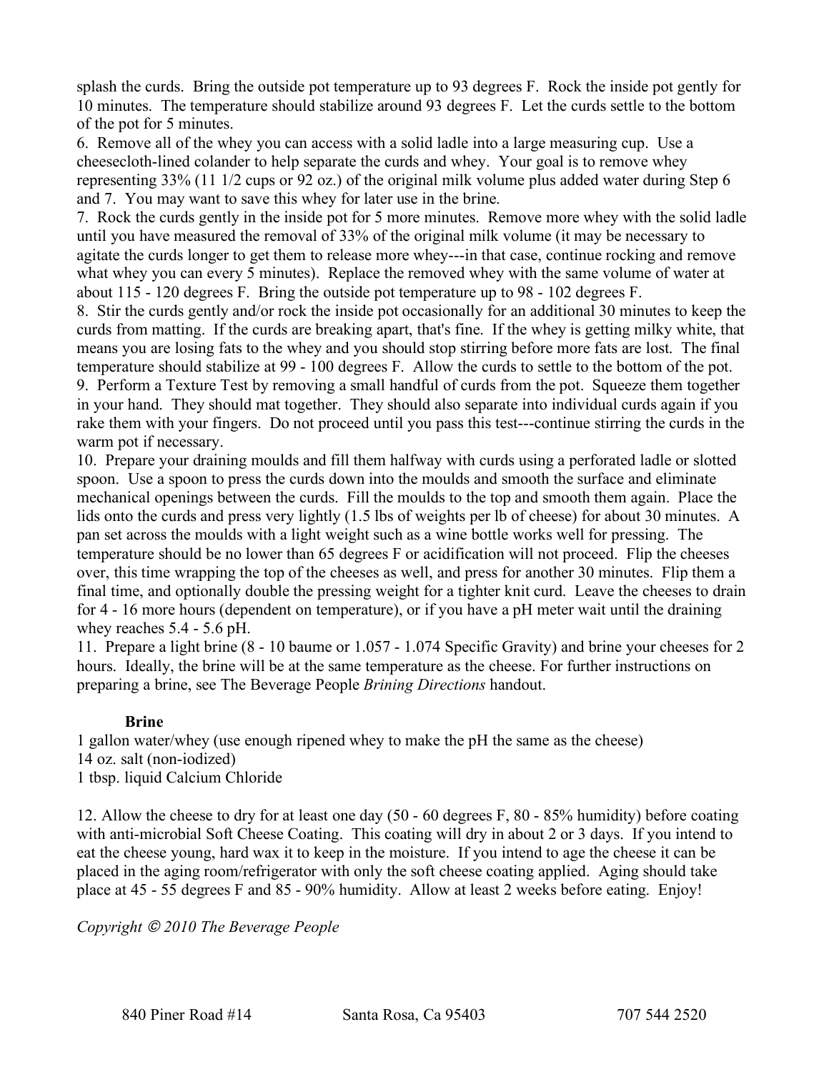splash the curds. Bring the outside pot temperature up to 93 degrees F. Rock the inside pot gently for 10 minutes. The temperature should stabilize around 93 degrees F. Let the curds settle to the bottom of the pot for 5 minutes.

6. Remove all of the whey you can access with a solid ladle into a large measuring cup. Use a cheesecloth-lined colander to help separate the curds and whey. Your goal is to remove whey representing 33% (11 1/2 cups or 92 oz.) of the original milk volume plus added water during Step 6 and 7. You may want to save this whey for later use in the brine.

7. Rock the curds gently in the inside pot for 5 more minutes. Remove more whey with the solid ladle until you have measured the removal of 33% of the original milk volume (it may be necessary to agitate the curds longer to get them to release more whey---in that case, continue rocking and remove what whey you can every 5 minutes). Replace the removed whey with the same volume of water at about 115 - 120 degrees F. Bring the outside pot temperature up to 98 - 102 degrees F.

8. Stir the curds gently and/or rock the inside pot occasionally for an additional 30 minutes to keep the curds from matting. If the curds are breaking apart, that's fine. If the whey is getting milky white, that means you are losing fats to the whey and you should stop stirring before more fats are lost. The final temperature should stabilize at 99 - 100 degrees F. Allow the curds to settle to the bottom of the pot.

9. Perform a Texture Test by removing a small handful of curds from the pot. Squeeze them together in your hand. They should mat together. They should also separate into individual curds again if you rake them with your fingers. Do not proceed until you pass this test---continue stirring the curds in the warm pot if necessary.

10. Prepare your draining moulds and fill them halfway with curds using a perforated ladle or slotted spoon. Use a spoon to press the curds down into the moulds and smooth the surface and eliminate mechanical openings between the curds. Fill the moulds to the top and smooth them again. Place the lids onto the curds and press very lightly (1.5 lbs of weights per lb of cheese) for about 30 minutes. A pan set across the moulds with a light weight such as a wine bottle works well for pressing. The temperature should be no lower than 65 degrees F or acidification will not proceed. Flip the cheeses over, this time wrapping the top of the cheeses as well, and press for another 30 minutes. Flip them a final time, and optionally double the pressing weight for a tighter knit curd. Leave the cheeses to drain for 4 - 16 more hours (dependent on temperature), or if you have a pH meter wait until the draining whey reaches 5.4 - 5.6 pH.

11. Prepare a light brine (8 - 10 baume or 1.057 - 1.074 Specific Gravity) and brine your cheeses for 2 hours. Ideally, the brine will be at the same temperature as the cheese. For further instructions on preparing a brine, see The Beverage People *Brining Directions* handout.

**Brine**

1 gallon water/whey (use enough ripened whey to make the pH the same as the cheese)
14 oz. salt (non-iodized)
1 tbsp. liquid Calcium Chloride

12. Allow the cheese to dry for at least one day (50 - 60 degrees F, 80 - 85% humidity) before coating with anti-microbial Soft Cheese Coating. This coating will dry in about 2 or 3 days. If you intend to eat the cheese young, hard wax it to keep in the moisture. If you intend to age the cheese it can be placed in the aging room/refrigerator with only the soft cheese coating applied. Aging should take place at 45 - 55 degrees F and 85 - 90% humidity. Allow at least 2 weeks before eating. Enjoy!

*Copyright © 2010 The Beverage People*

840 Piner Road #14 Santa Rosa, Ca 95403 707 544 2520